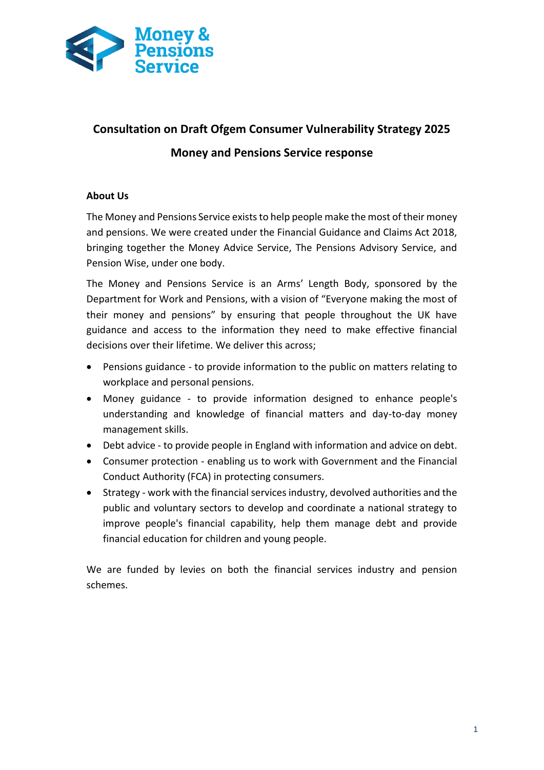# Consultation on Draft Ofgem Consumer Vulnerability Strategy 2025

## Money and Pensions Service response

### About Us

The Money and Pensions Service exists to help people make the most of their money and pensions. We were created under the Financial Guidance and Claims Act 2018, bringing together the Money Advice Service, The Pensions Advisory Service, and Pension Wise, under one body.

The Money and Pensions Service is an Arms' Length Body, sponsored by the Department for Work and Pensions, with a vision of "Everyone making the most of their money and pensions" by ensuring that people throughout the UK have guidance and access to the information they need to make effective financial decisions over their lifetime. We deliver this across;

- Pensions guidance - to provide information to the public on matters relating to workplace and personal pensions.
- Money guidance - to provide information designed to enhance people's understanding and knowledge of financial matters and day-to-day money management skills.
- Debt advice - to provide people in England with information and advice on debt.
- Consumer protection - enabling us to work with Government and the Financial Conduct Authority (FCA) in protecting consumers.
- Strategy - work with the financial services industry, devolved authorities and the public and voluntary sectors to develop and coordinate a national strategy to improve people's financial capability, help them manage debt and provide financial education for children and young people.

We are funded by levies on both the financial services industry and pension schemes.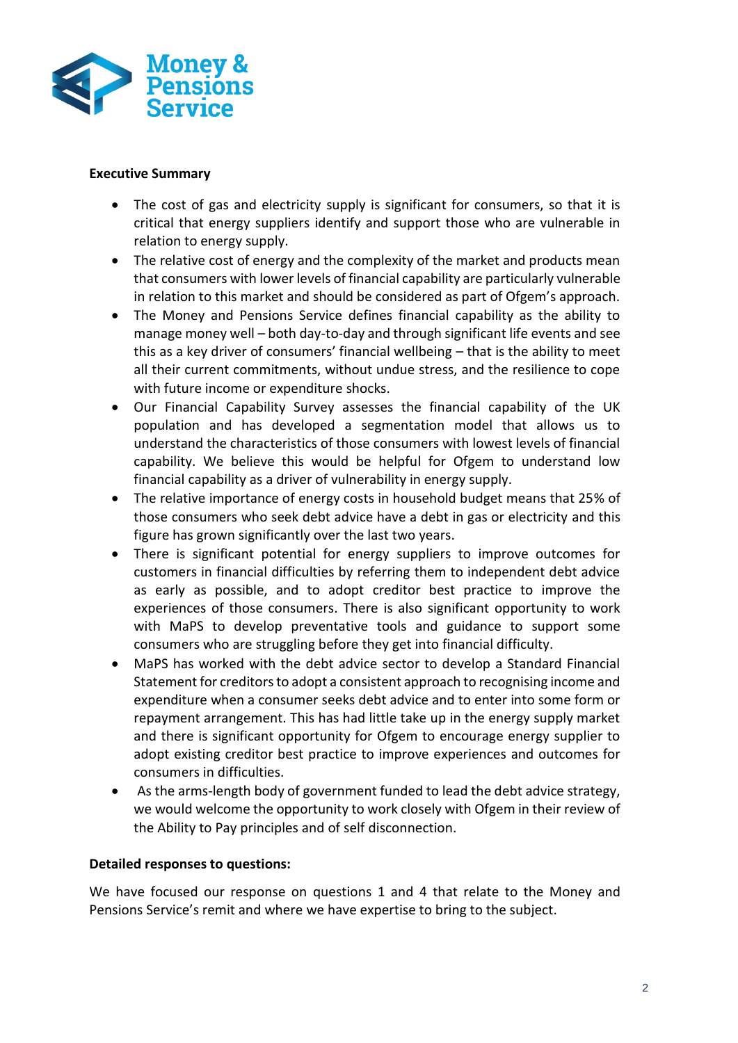**Executive Summary**

- The cost of gas and electricity supply is significant for consumers, so that it is critical that energy suppliers identify and support those who are vulnerable in relation to energy supply.
- The relative cost of energy and the complexity of the market and products mean that consumers with lower levels of financial capability are particularly vulnerable in relation to this market and should be considered as part of Ofgem's approach.
- The Money and Pensions Service defines financial capability as the ability to manage money well – both day-to-day and through significant life events and see this as a key driver of consumers' financial wellbeing – that is the ability to meet all their current commitments, without undue stress, and the resilience to cope with future income or expenditure shocks.
- Our Financial Capability Survey assesses the financial capability of the UK population and has developed a segmentation model that allows us to understand the characteristics of those consumers with lowest levels of financial capability. We believe this would be helpful for Ofgem to understand low financial capability as a driver of vulnerability in energy supply.
- The relative importance of energy costs in household budget means that 25% of those consumers who seek debt advice have a debt in gas or electricity and this figure has grown significantly over the last two years.
- There is significant potential for energy suppliers to improve outcomes for customers in financial difficulties by referring them to independent debt advice as early as possible, and to adopt creditor best practice to improve the experiences of those consumers. There is also significant opportunity to work with MaPS to develop preventative tools and guidance to support some consumers who are struggling before they get into financial difficulty.
- MaPS has worked with the debt advice sector to develop a Standard Financial Statement for creditors to adopt a consistent approach to recognising income and expenditure when a consumer seeks debt advice and to enter into some form or repayment arrangement. This has had little take up in the energy supply market and there is significant opportunity for Ofgem to encourage energy supplier to adopt existing creditor best practice to improve experiences and outcomes for consumers in difficulties.
- As the arms-length body of government funded to lead the debt advice strategy, we would welcome the opportunity to work closely with Ofgem in their review of the Ability to Pay principles and of self disconnection.

**Detailed responses to questions:**

We have focused our response on questions 1 and 4 that relate to the Money and Pensions Service's remit and where we have expertise to bring to the subject.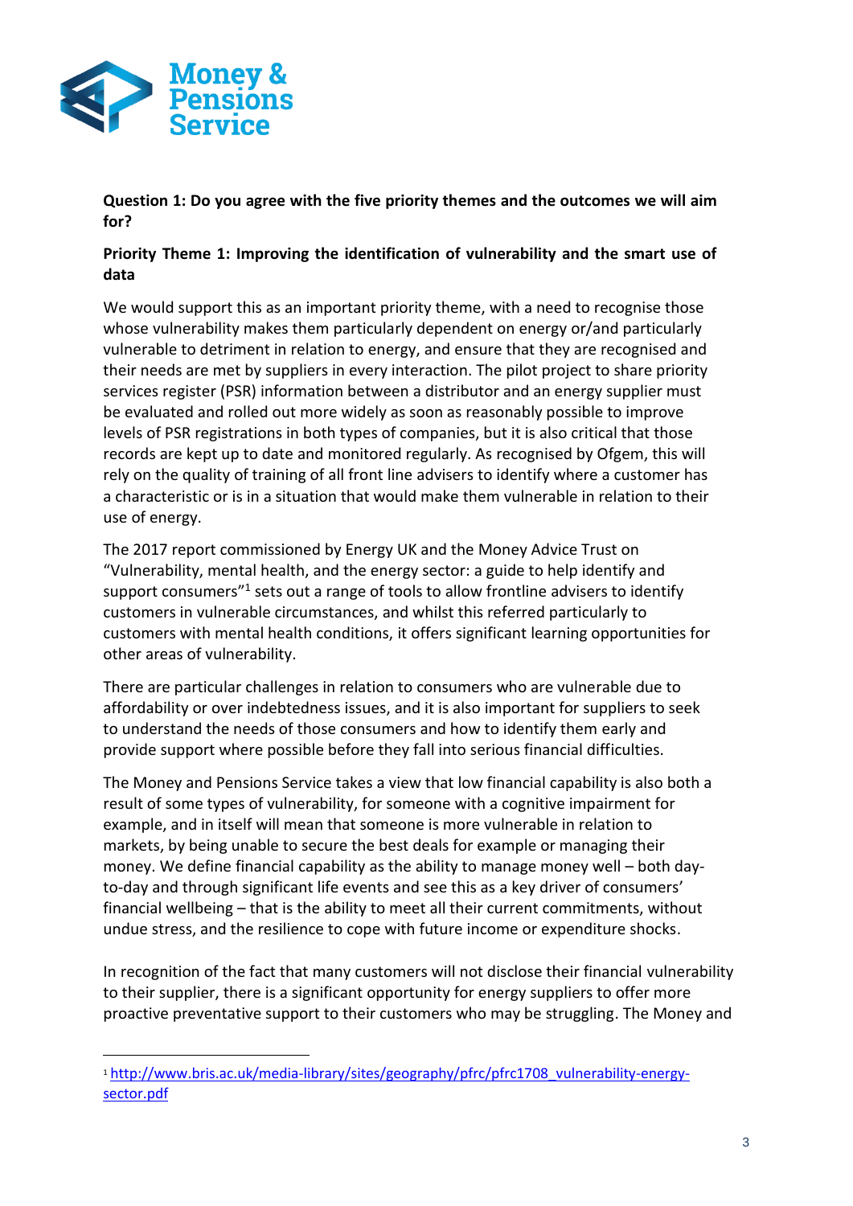**Question 1: Do you agree with the five priority themes and the outcomes we will aim for?**

**Priority Theme 1: Improving the identification of vulnerability and the smart use of data**

We would support this as an important priority theme, with a need to recognise those whose vulnerability makes them particularly dependent on energy or/and particularly vulnerable to detriment in relation to energy, and ensure that they are recognised and their needs are met by suppliers in every interaction. The pilot project to share priority services register (PSR) information between a distributor and an energy supplier must be evaluated and rolled out more widely as soon as reasonably possible to improve levels of PSR registrations in both types of companies, but it is also critical that those records are kept up to date and monitored regularly. As recognised by Ofgem, this will rely on the quality of training of all front line advisers to identify where a customer has a characteristic or is in a situation that would make them vulnerable in relation to their use of energy.

The 2017 report commissioned by Energy UK and the Money Advice Trust on "Vulnerability, mental health, and the energy sector: a guide to help identify and support consumers"[1] sets out a range of tools to allow frontline advisers to identify customers in vulnerable circumstances, and whilst this referred particularly to customers with mental health conditions, it offers significant learning opportunities for other areas of vulnerability.

There are particular challenges in relation to consumers who are vulnerable due to affordability or over indebtedness issues, and it is also important for suppliers to seek to understand the needs of those consumers and how to identify them early and provide support where possible before they fall into serious financial difficulties.

The Money and Pensions Service takes a view that low financial capability is also both a result of some types of vulnerability, for someone with a cognitive impairment for example, and in itself will mean that someone is more vulnerable in relation to markets, by being unable to secure the best deals for example or managing their money. We define financial capability as the ability to manage money well – both day-to-day and through significant life events and see this as a key driver of consumers' financial wellbeing – that is the ability to meet all their current commitments, without undue stress, and the resilience to cope with future income or expenditure shocks.

In recognition of the fact that many customers will not disclose their financial vulnerability to their supplier, there is a significant opportunity for energy suppliers to offer more proactive preventative support to their customers who may be struggling. The Money and

---

[1] http://www.bris.ac.uk/media-library/sites/geography/pfrc/pfrc1708_vulnerability-energy-sector.pdf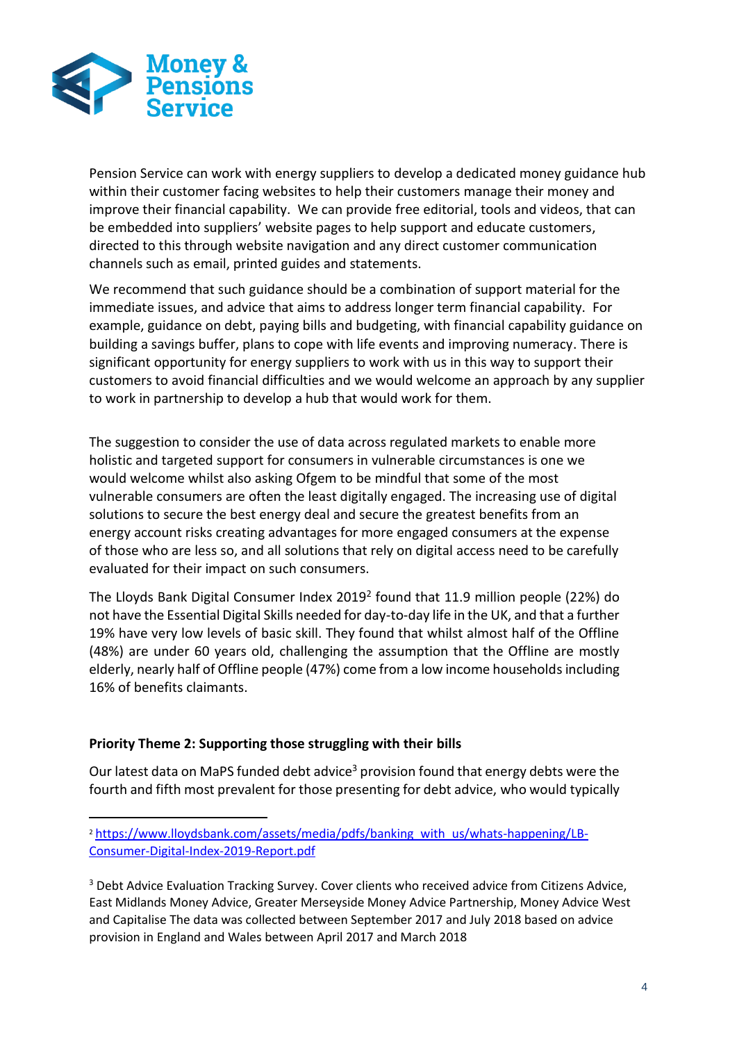Pension Service can work with energy suppliers to develop a dedicated money guidance hub within their customer facing websites to help their customers manage their money and improve their financial capability. We can provide free editorial, tools and videos, that can be embedded into suppliers' website pages to help support and educate customers, directed to this through website navigation and any direct customer communication channels such as email, printed guides and statements.

We recommend that such guidance should be a combination of support material for the immediate issues, and advice that aims to address longer term financial capability. For example, guidance on debt, paying bills and budgeting, with financial capability guidance on building a savings buffer, plans to cope with life events and improving numeracy. There is significant opportunity for energy suppliers to work with us in this way to support their customers to avoid financial difficulties and we would welcome an approach by any supplier to work in partnership to develop a hub that would work for them.

The suggestion to consider the use of data across regulated markets to enable more holistic and targeted support for consumers in vulnerable circumstances is one we would welcome whilst also asking Ofgem to be mindful that some of the most vulnerable consumers are often the least digitally engaged. The increasing use of digital solutions to secure the best energy deal and secure the greatest benefits from an energy account risks creating advantages for more engaged consumers at the expense of those who are less so, and all solutions that rely on digital access need to be carefully evaluated for their impact on such consumers.

The Lloyds Bank Digital Consumer Index 2019[2] found that 11.9 million people (22%) do not have the Essential Digital Skills needed for day-to-day life in the UK, and that a further 19% have very low levels of basic skill. They found that whilst almost half of the Offline (48%) are under 60 years old, challenging the assumption that the Offline are mostly elderly, nearly half of Offline people (47%) come from a low income households including 16% of benefits claimants.

**Priority Theme 2: Supporting those struggling with their bills**

Our latest data on MaPS funded debt advice[3] provision found that energy debts were the fourth and fifth most prevalent for those presenting for debt advice, who would typically

[2] https://www.lloydsbank.com/assets/media/pdfs/banking_with_us/whats-happening/LB-Consumer-Digital-Index-2019-Report.pdf

[3] Debt Advice Evaluation Tracking Survey. Cover clients who received advice from Citizens Advice, East Midlands Money Advice, Greater Merseyside Money Advice Partnership, Money Advice West and Capitalise The data was collected between September 2017 and July 2018 based on advice provision in England and Wales between April 2017 and March 2018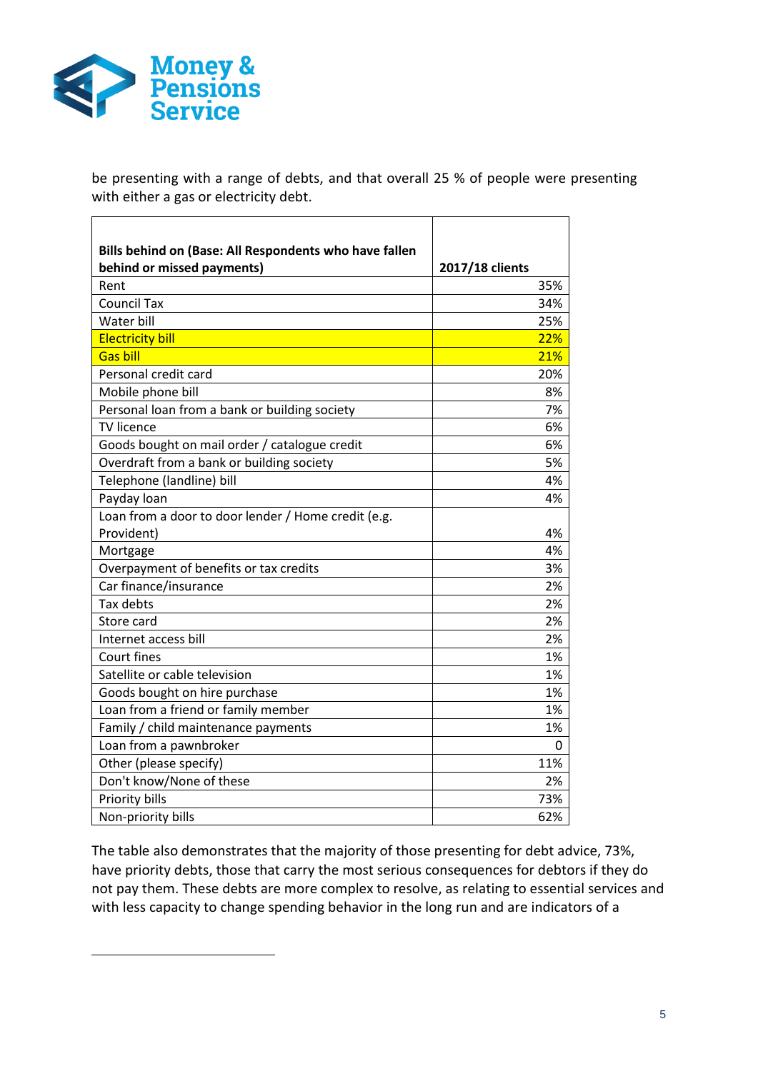be presenting with a range of debts, and that overall 25 % of people were presenting with either a gas or electricity debt.

| Bills behind on (Base: All Respondents who have fallen behind or missed payments) | 2017/18 clients |
|---|---|
| Rent | 35% |
| Council Tax | 34% |
| Water bill | 25% |
| Electricity bill | 22% |
| Gas bill | 21% |
| Personal credit card | 20% |
| Mobile phone bill | 8% |
| Personal loan from a bank or building society | 7% |
| TV licence | 6% |
| Goods bought on mail order / catalogue credit | 6% |
| Overdraft from a bank or building society | 5% |
| Telephone (landline) bill | 4% |
| Payday loan | 4% |
| Loan from a door to door lender / Home credit (e.g. Provident) | 4% |
| Mortgage | 4% |
| Overpayment of benefits or tax credits | 3% |
| Car finance/insurance | 2% |
| Tax debts | 2% |
| Store card | 2% |
| Internet access bill | 2% |
| Court fines | 1% |
| Satellite or cable television | 1% |
| Goods bought on hire purchase | 1% |
| Loan from a friend or family member | 1% |
| Family / child maintenance payments | 1% |
| Loan from a pawnbroker | 0 |
| Other (please specify) | 11% |
| Don't know/None of these | 2% |
| Priority bills | 73% |
| Non-priority bills | 62% |

The table also demonstrates that the majority of those presenting for debt advice, 73%, have priority debts, those that carry the most serious consequences for debtors if they do not pay them. These debts are more complex to resolve, as relating to essential services and with less capacity to change spending behavior in the long run and are indicators of a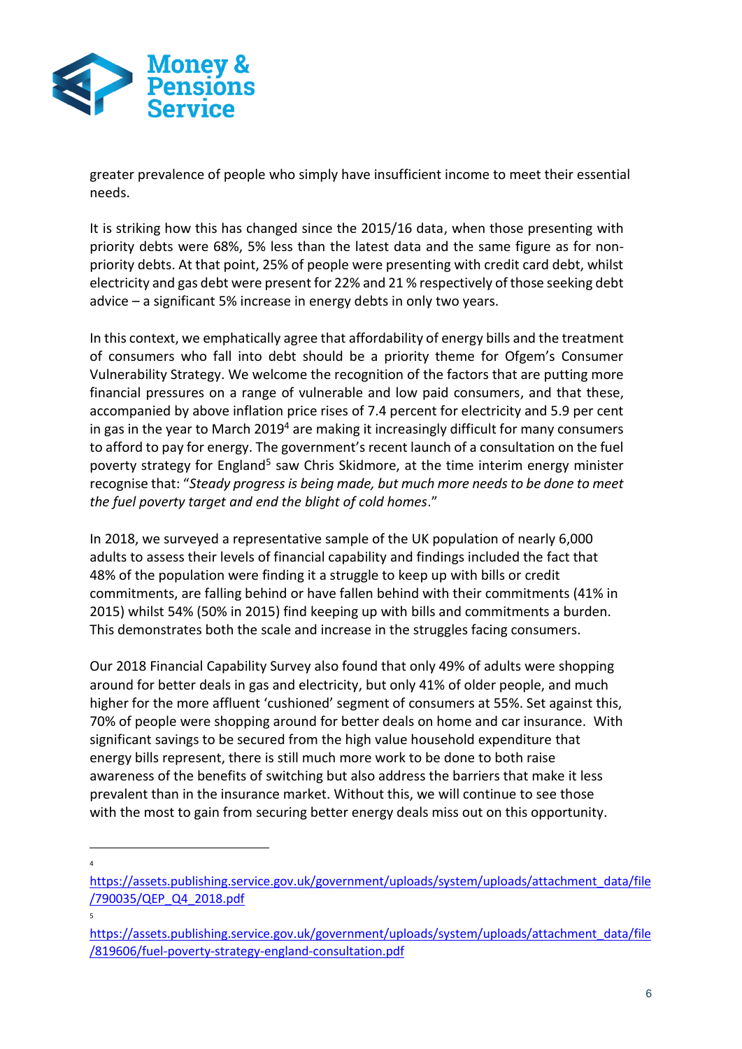greater prevalence of people who simply have insufficient income to meet their essential needs.

It is striking how this has changed since the 2015/16 data, when those presenting with priority debts were 68%, 5% less than the latest data and the same figure as for non-priority debts. At that point, 25% of people were presenting with credit card debt, whilst electricity and gas debt were present for 22% and 21 % respectively of those seeking debt advice – a significant 5% increase in energy debts in only two years.

In this context, we emphatically agree that affordability of energy bills and the treatment of consumers who fall into debt should be a priority theme for Ofgem's Consumer Vulnerability Strategy. We welcome the recognition of the factors that are putting more financial pressures on a range of vulnerable and low paid consumers, and that these, accompanied by above inflation price rises of 7.4 percent for electricity and 5.9 per cent in gas in the year to March 2019[4] are making it increasingly difficult for many consumers to afford to pay for energy. The government's recent launch of a consultation on the fuel poverty strategy for England[5] saw Chris Skidmore, at the time interim energy minister recognise that: "*Steady progress is being made, but much more needs to be done to meet the fuel poverty target and end the blight of cold homes*."

In 2018, we surveyed a representative sample of the UK population of nearly 6,000 adults to assess their levels of financial capability and findings included the fact that 48% of the population were finding it a struggle to keep up with bills or credit commitments, are falling behind or have fallen behind with their commitments (41% in 2015) whilst 54% (50% in 2015) find keeping up with bills and commitments a burden. This demonstrates both the scale and increase in the struggles facing consumers.

Our 2018 Financial Capability Survey also found that only 49% of adults were shopping around for better deals in gas and electricity, but only 41% of older people, and much higher for the more affluent 'cushioned' segment of consumers at 55%. Set against this, 70% of people were shopping around for better deals on home and car insurance. With significant savings to be secured from the high value household expenditure that energy bills represent, there is still much more work to be done to both raise awareness of the benefits of switching but also address the barriers that make it less prevalent than in the insurance market. Without this, we will continue to see those with the most to gain from securing better energy deals miss out on this opportunity.

---

[4] https://assets.publishing.service.gov.uk/government/uploads/system/uploads/attachment_data/file/790035/QEP_Q4_2018.pdf

[5] https://assets.publishing.service.gov.uk/government/uploads/system/uploads/attachment_data/file/819606/fuel-poverty-strategy-england-consultation.pdf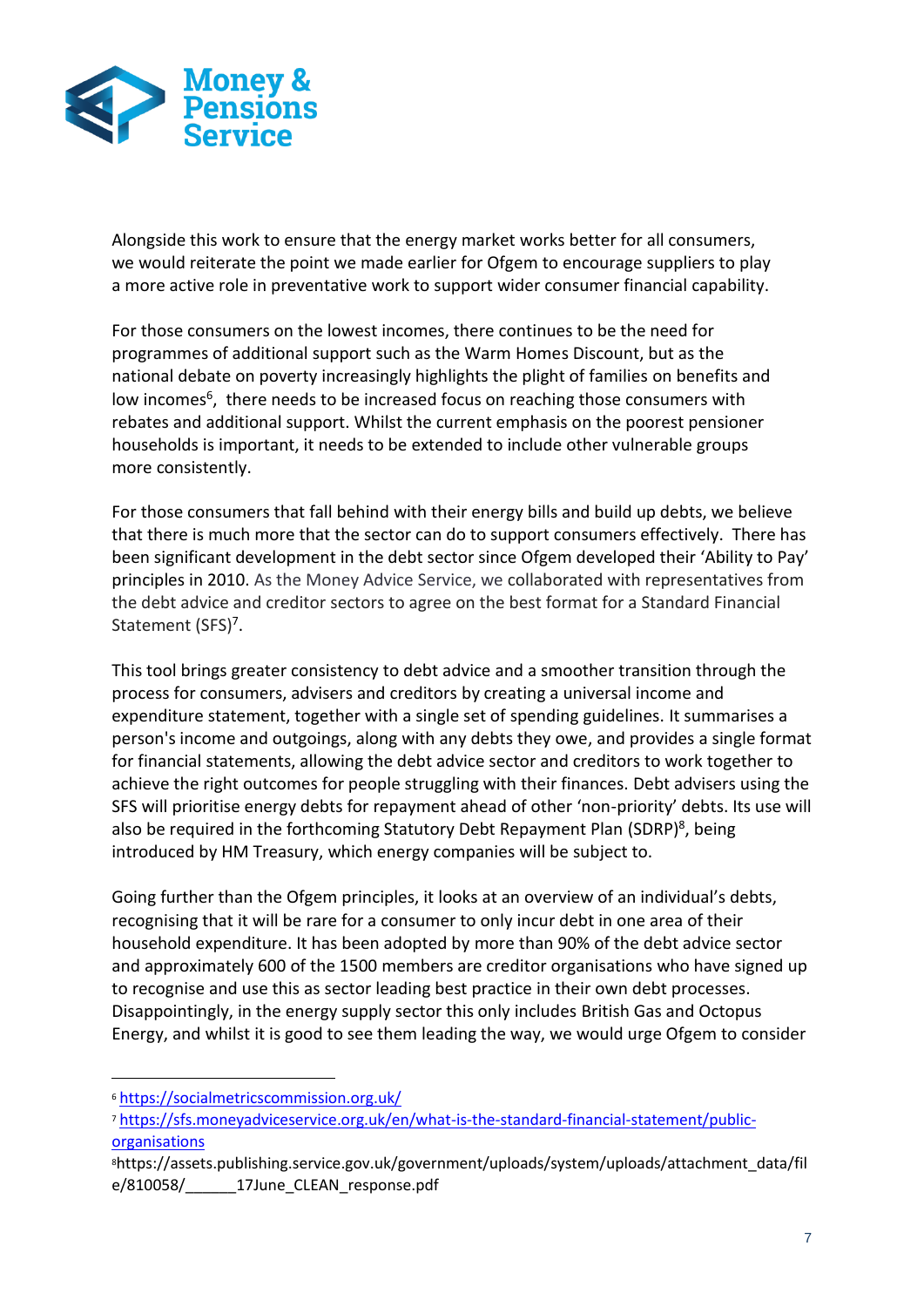Alongside this work to ensure that the energy market works better for all consumers, we would reiterate the point we made earlier for Ofgem to encourage suppliers to play a more active role in preventative work to support wider consumer financial capability.

For those consumers on the lowest incomes, there continues to be the need for programmes of additional support such as the Warm Homes Discount, but as the national debate on poverty increasingly highlights the plight of families on benefits and low incomes[6], there needs to be increased focus on reaching those consumers with rebates and additional support. Whilst the current emphasis on the poorest pensioner households is important, it needs to be extended to include other vulnerable groups more consistently.

For those consumers that fall behind with their energy bills and build up debts, we believe that there is much more that the sector can do to support consumers effectively. There has been significant development in the debt sector since Ofgem developed their 'Ability to Pay' principles in 2010. As the Money Advice Service, we collaborated with representatives from the debt advice and creditor sectors to agree on the best format for a Standard Financial Statement (SFS)[7].

This tool brings greater consistency to debt advice and a smoother transition through the process for consumers, advisers and creditors by creating a universal income and expenditure statement, together with a single set of spending guidelines. It summarises a person's income and outgoings, along with any debts they owe, and provides a single format for financial statements, allowing the debt advice sector and creditors to work together to achieve the right outcomes for people struggling with their finances. Debt advisers using the SFS will prioritise energy debts for repayment ahead of other 'non-priority' debts. Its use will also be required in the forthcoming Statutory Debt Repayment Plan (SDRP)[8], being introduced by HM Treasury, which energy companies will be subject to.

Going further than the Ofgem principles, it looks at an overview of an individual's debts, recognising that it will be rare for a consumer to only incur debt in one area of their household expenditure. It has been adopted by more than 90% of the debt advice sector and approximately 600 of the 1500 members are creditor organisations who have signed up to recognise and use this as sector leading best practice in their own debt processes. Disappointingly, in the energy supply sector this only includes British Gas and Octopus Energy, and whilst it is good to see them leading the way, we would urge Ofgem to consider

---

[6] https://socialmetricscommission.org.uk/

[7] https://sfs.moneyadviceservice.org.uk/en/what-is-the-standard-financial-statement/public-organisations

[8] https://assets.publishing.service.gov.uk/government/uploads/system/uploads/attachment_data/file/810058/______17June_CLEAN_response.pdf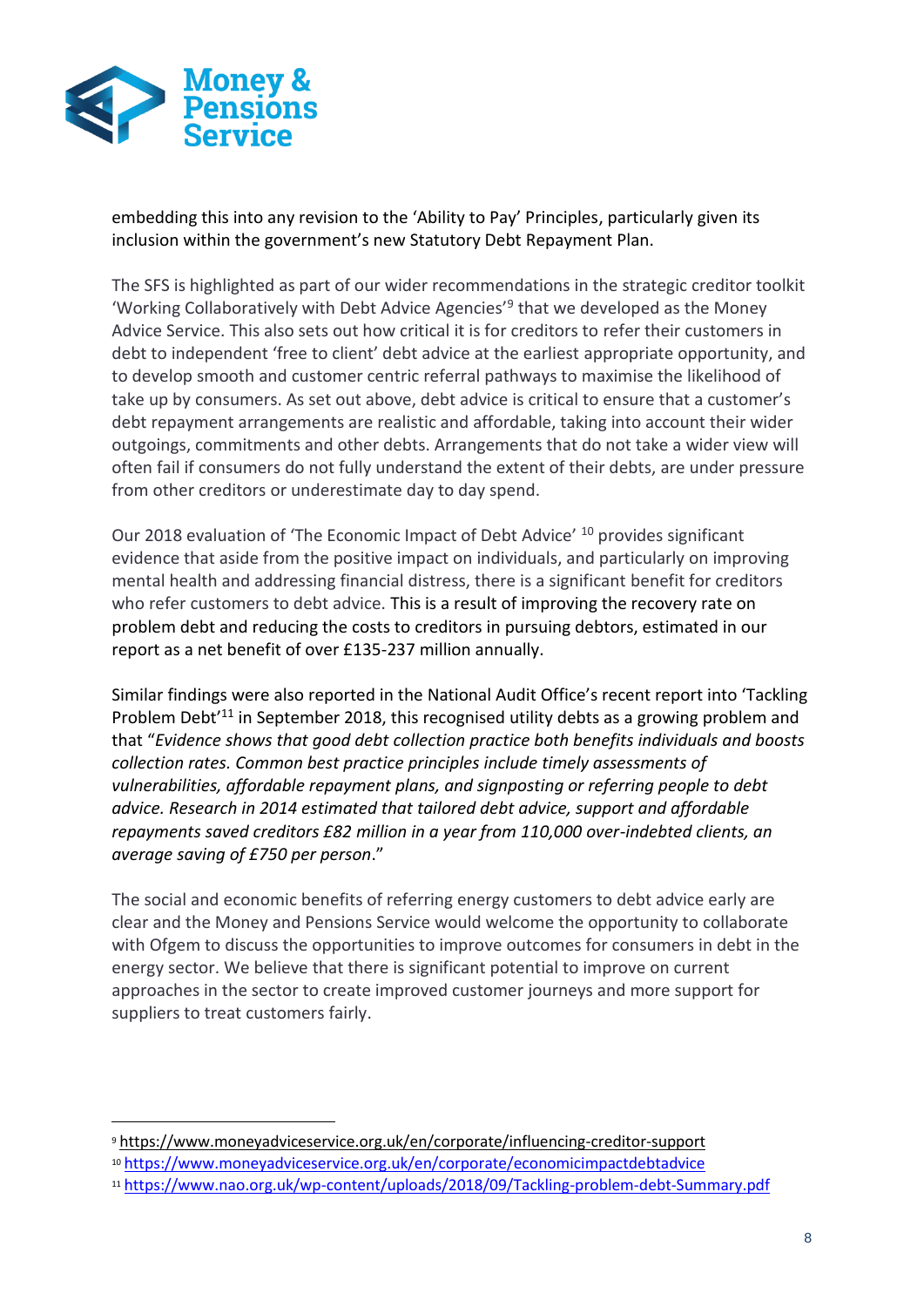embedding this into any revision to the 'Ability to Pay' Principles, particularly given its inclusion within the government's new Statutory Debt Repayment Plan.

The SFS is highlighted as part of our wider recommendations in the strategic creditor toolkit 'Working Collaboratively with Debt Advice Agencies'[9] that we developed as the Money Advice Service. This also sets out how critical it is for creditors to refer their customers in debt to independent 'free to client' debt advice at the earliest appropriate opportunity, and to develop smooth and customer centric referral pathways to maximise the likelihood of take up by consumers. As set out above, debt advice is critical to ensure that a customer's debt repayment arrangements are realistic and affordable, taking into account their wider outgoings, commitments and other debts. Arrangements that do not take a wider view will often fail if consumers do not fully understand the extent of their debts, are under pressure from other creditors or underestimate day to day spend.

Our 2018 evaluation of 'The Economic Impact of Debt Advice' [10] provides significant evidence that aside from the positive impact on individuals, and particularly on improving mental health and addressing financial distress, there is a significant benefit for creditors who refer customers to debt advice. This is a result of improving the recovery rate on problem debt and reducing the costs to creditors in pursuing debtors, estimated in our report as a net benefit of over £135-237 million annually.

Similar findings were also reported in the National Audit Office's recent report into 'Tackling Problem Debt'[11] in September 2018, this recognised utility debts as a growing problem and that "*Evidence shows that good debt collection practice both benefits individuals and boosts collection rates. Common best practice principles include timely assessments of vulnerabilities, affordable repayment plans, and signposting or referring people to debt advice. Research in 2014 estimated that tailored debt advice, support and affordable repayments saved creditors £82 million in a year from 110,000 over-indebted clients, an average saving of £750 per person*."

The social and economic benefits of referring energy customers to debt advice early are clear and the Money and Pensions Service would welcome the opportunity to collaborate with Ofgem to discuss the opportunities to improve outcomes for consumers in debt in the energy sector. We believe that there is significant potential to improve on current approaches in the sector to create improved customer journeys and more support for suppliers to treat customers fairly.

---

[9] https://www.moneyadviceservice.org.uk/en/corporate/influencing-creditor-support

[10] https://www.moneyadviceservice.org.uk/en/corporate/economicimpactdebtadvice

[11] https://www.nao.org.uk/wp-content/uploads/2018/09/Tackling-problem-debt-Summary.pdf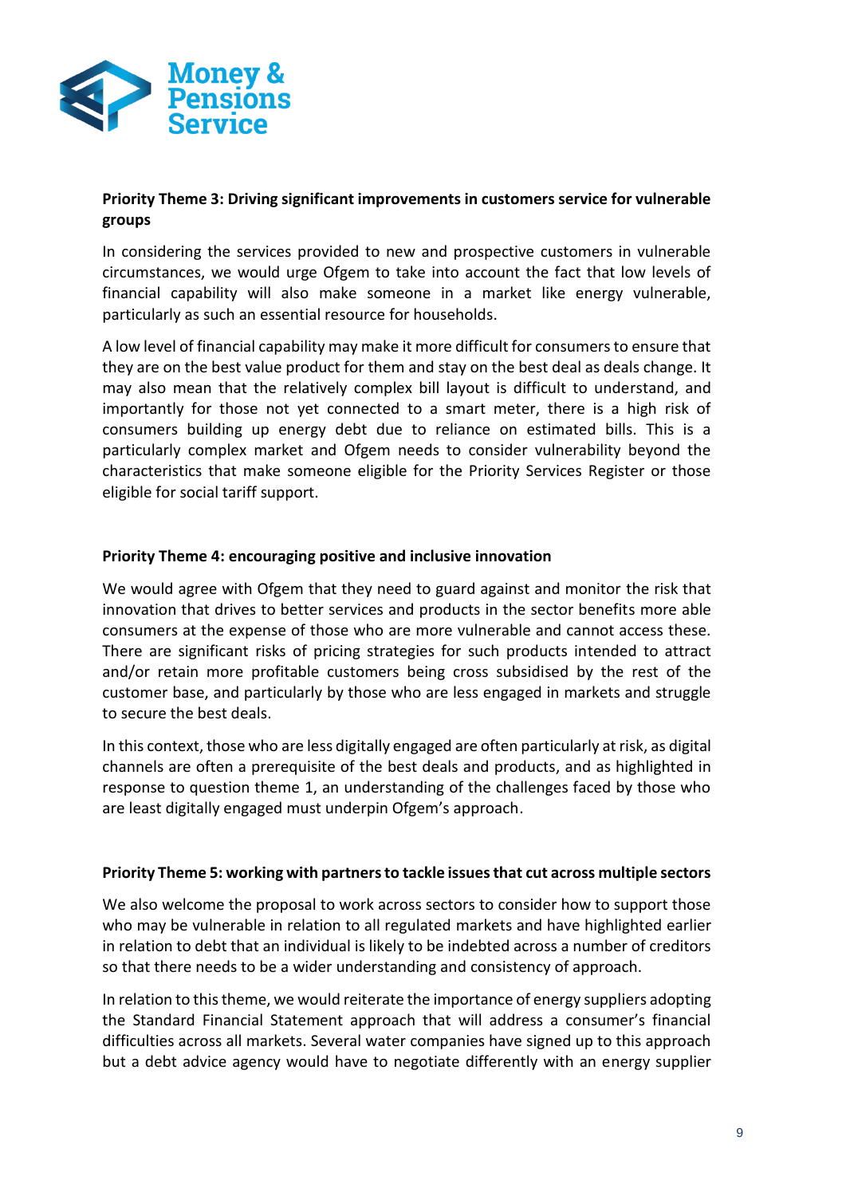**Priority Theme 3: Driving significant improvements in customers service for vulnerable groups**

In considering the services provided to new and prospective customers in vulnerable circumstances, we would urge Ofgem to take into account the fact that low levels of financial capability will also make someone in a market like energy vulnerable, particularly as such an essential resource for households.

A low level of financial capability may make it more difficult for consumers to ensure that they are on the best value product for them and stay on the best deal as deals change. It may also mean that the relatively complex bill layout is difficult to understand, and importantly for those not yet connected to a smart meter, there is a high risk of consumers building up energy debt due to reliance on estimated bills. This is a particularly complex market and Ofgem needs to consider vulnerability beyond the characteristics that make someone eligible for the Priority Services Register or those eligible for social tariff support.

**Priority Theme 4: encouraging positive and inclusive innovation**

We would agree with Ofgem that they need to guard against and monitor the risk that innovation that drives to better services and products in the sector benefits more able consumers at the expense of those who are more vulnerable and cannot access these. There are significant risks of pricing strategies for such products intended to attract and/or retain more profitable customers being cross subsidised by the rest of the customer base, and particularly by those who are less engaged in markets and struggle to secure the best deals.

In this context, those who are less digitally engaged are often particularly at risk, as digital channels are often a prerequisite of the best deals and products, and as highlighted in response to question theme 1, an understanding of the challenges faced by those who are least digitally engaged must underpin Ofgem's approach.

**Priority Theme 5: working with partners to tackle issues that cut across multiple sectors**

We also welcome the proposal to work across sectors to consider how to support those who may be vulnerable in relation to all regulated markets and have highlighted earlier in relation to debt that an individual is likely to be indebted across a number of creditors so that there needs to be a wider understanding and consistency of approach.

In relation to this theme, we would reiterate the importance of energy suppliers adopting the Standard Financial Statement approach that will address a consumer's financial difficulties across all markets. Several water companies have signed up to this approach but a debt advice agency would have to negotiate differently with an energy supplier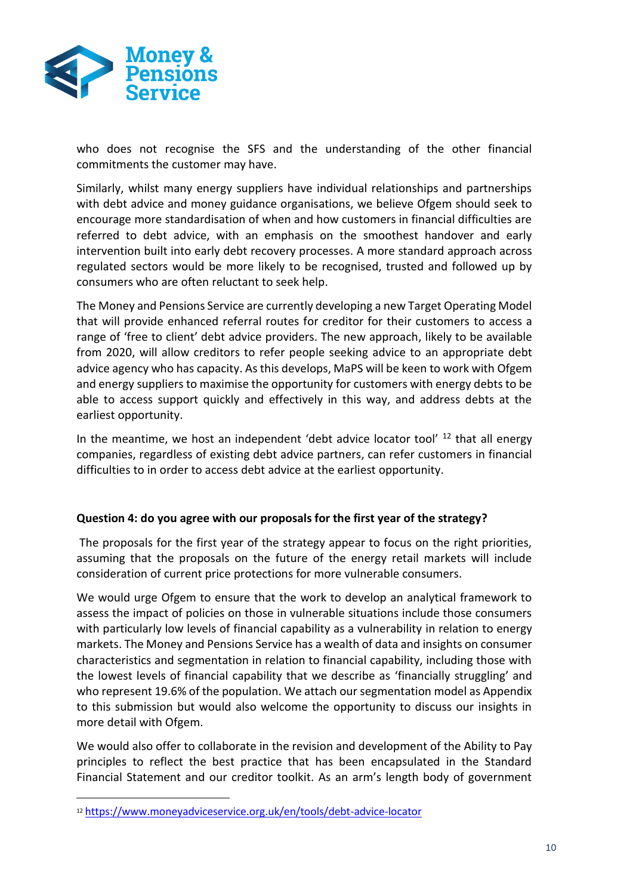who does not recognise the SFS and the understanding of the other financial commitments the customer may have.

Similarly, whilst many energy suppliers have individual relationships and partnerships with debt advice and money guidance organisations, we believe Ofgem should seek to encourage more standardisation of when and how customers in financial difficulties are referred to debt advice, with an emphasis on the smoothest handover and early intervention built into early debt recovery processes. A more standard approach across regulated sectors would be more likely to be recognised, trusted and followed up by consumers who are often reluctant to seek help.

The Money and Pensions Service are currently developing a new Target Operating Model that will provide enhanced referral routes for creditor for their customers to access a range of 'free to client' debt advice providers. The new approach, likely to be available from 2020, will allow creditors to refer people seeking advice to an appropriate debt advice agency who has capacity. As this develops, MaPS will be keen to work with Ofgem and energy suppliers to maximise the opportunity for customers with energy debts to be able to access support quickly and effectively in this way, and address debts at the earliest opportunity.

In the meantime, we host an independent 'debt advice locator tool' [12] that all energy companies, regardless of existing debt advice partners, can refer customers in financial difficulties to in order to access debt advice at the earliest opportunity.

**Question 4: do you agree with our proposals for the first year of the strategy?**

The proposals for the first year of the strategy appear to focus on the right priorities, assuming that the proposals on the future of the energy retail markets will include consideration of current price protections for more vulnerable consumers.

We would urge Ofgem to ensure that the work to develop an analytical framework to assess the impact of policies on those in vulnerable situations include those consumers with particularly low levels of financial capability as a vulnerability in relation to energy markets. The Money and Pensions Service has a wealth of data and insights on consumer characteristics and segmentation in relation to financial capability, including those with the lowest levels of financial capability that we describe as 'financially struggling' and who represent 19.6% of the population. We attach our segmentation model as Appendix to this submission but would also welcome the opportunity to discuss our insights in more detail with Ofgem.

We would also offer to collaborate in the revision and development of the Ability to Pay principles to reflect the best practice that has been encapsulated in the Standard Financial Statement and our creditor toolkit. As an arm's length body of government

[12] https://www.moneyadviceservice.org.uk/en/tools/debt-advice-locator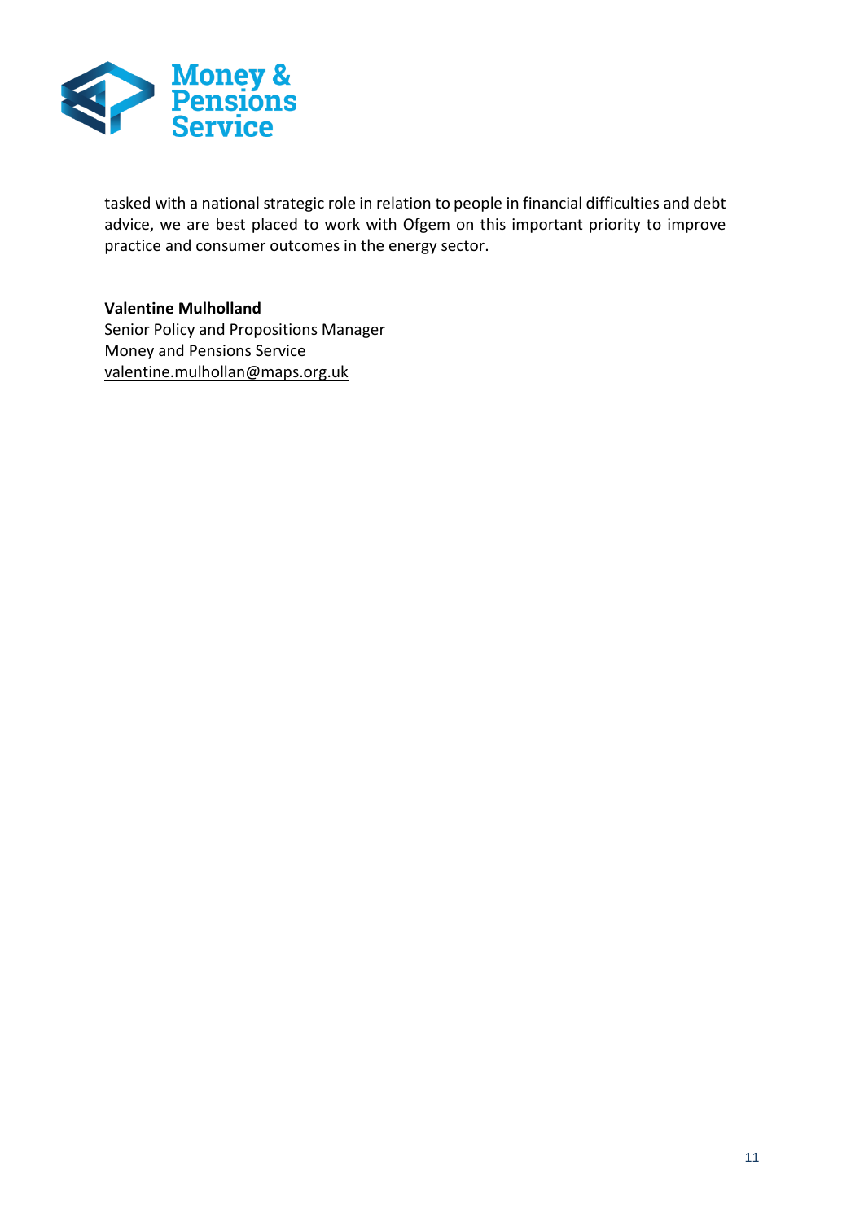tasked with a national strategic role in relation to people in financial difficulties and debt advice, we are best placed to work with Ofgem on this important priority to improve practice and consumer outcomes in the energy sector.

**Valentine Mulholland**
Senior Policy and Propositions Manager
Money and Pensions Service
valentine.mulhollan@maps.org.uk